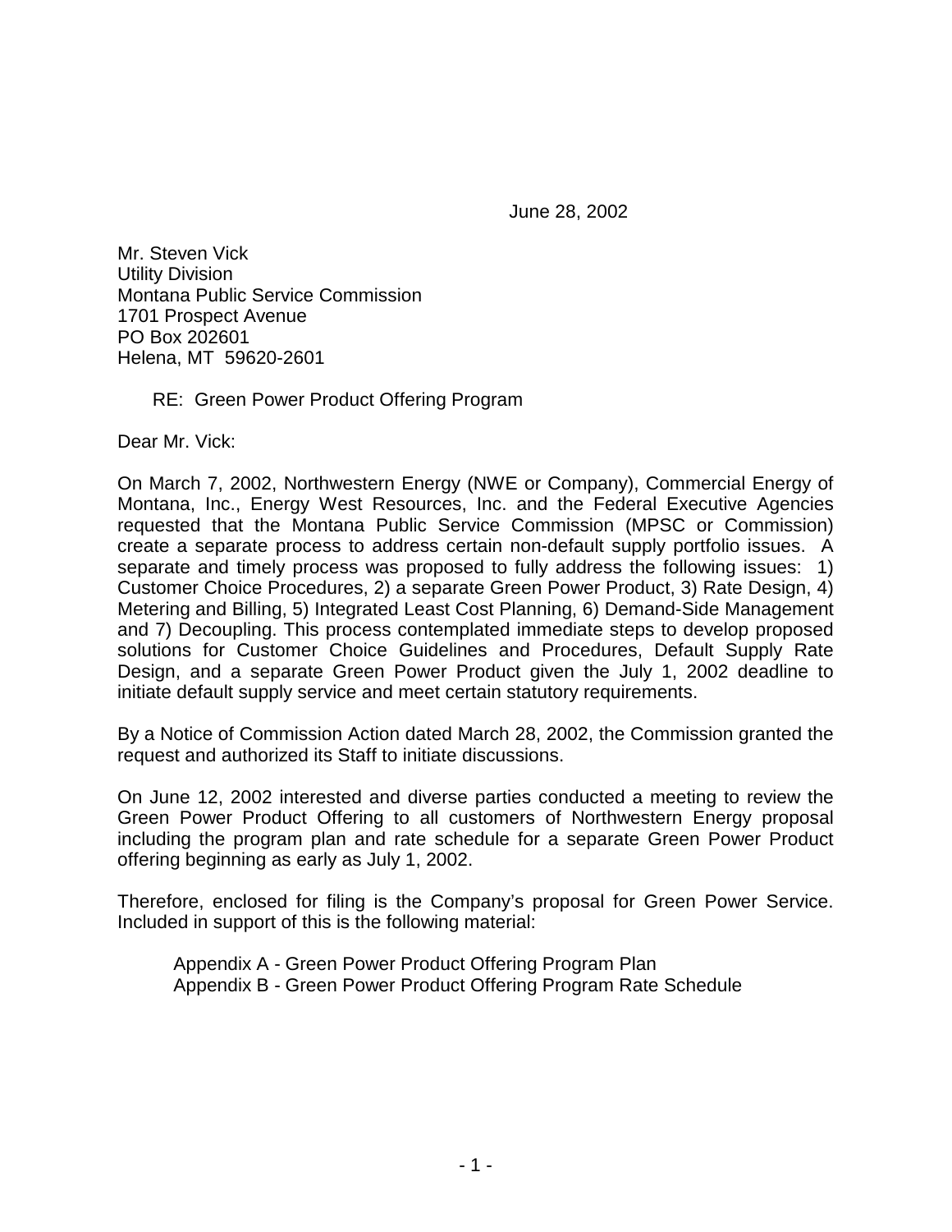June 28, 2002

Mr. Steven Vick
Utility Division
Montana Public Service Commission
1701 Prospect Avenue
PO Box 202601
Helena, MT 59620-2601

RE: Green Power Product Offering Program

Dear Mr. Vick:

On March 7, 2002, Northwestern Energy (NWE or Company), Commercial Energy of Montana, Inc., Energy West Resources, Inc. and the Federal Executive Agencies requested that the Montana Public Service Commission (MPSC or Commission) create a separate process to address certain non-default supply portfolio issues. A separate and timely process was proposed to fully address the following issues: 1) Customer Choice Procedures, 2) a separate Green Power Product, 3) Rate Design, 4) Metering and Billing, 5) Integrated Least Cost Planning, 6) Demand-Side Management and 7) Decoupling. This process contemplated immediate steps to develop proposed solutions for Customer Choice Guidelines and Procedures, Default Supply Rate Design, and a separate Green Power Product given the July 1, 2002 deadline to initiate default supply service and meet certain statutory requirements.

By a Notice of Commission Action dated March 28, 2002, the Commission granted the request and authorized its Staff to initiate discussions.

On June 12, 2002 interested and diverse parties conducted a meeting to review the Green Power Product Offering to all customers of Northwestern Energy proposal including the program plan and rate schedule for a separate Green Power Product offering beginning as early as July 1, 2002.

Therefore, enclosed for filing is the Company's proposal for Green Power Service. Included in support of this is the following material:

Appendix A - Green Power Product Offering Program Plan
Appendix B - Green Power Product Offering Program Rate Schedule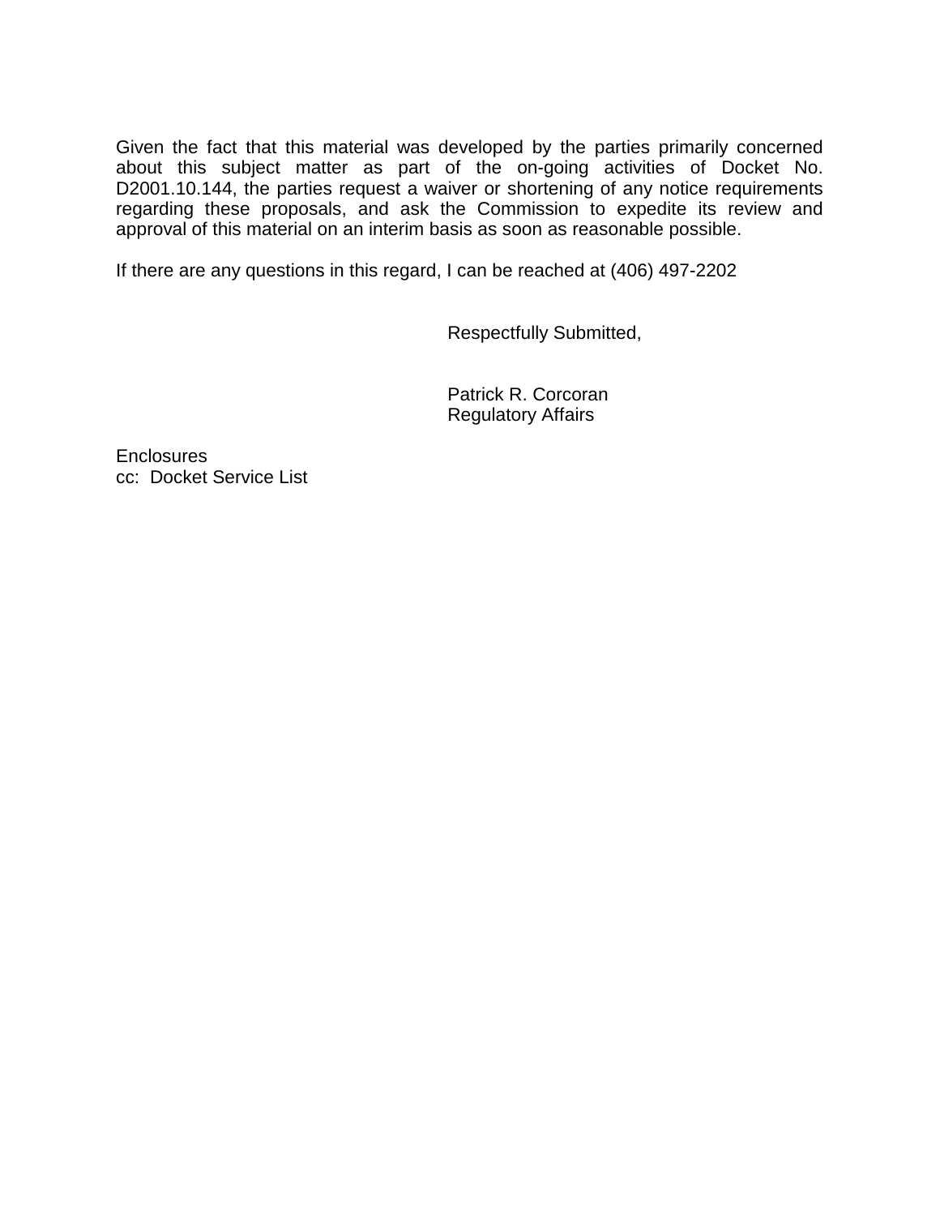Given the fact that this material was developed by the parties primarily concerned about this subject matter as part of the on-going activities of Docket No. D2001.10.144, the parties request a waiver or shortening of any notice requirements regarding these proposals, and ask the Commission to expedite its review and approval of this material on an interim basis as soon as reasonable possible.

If there are any questions in this regard, I can be reached at (406) 497-2202

Respectfully Submitted,

Patrick R. Corcoran
Regulatory Affairs

Enclosures
cc: Docket Service List